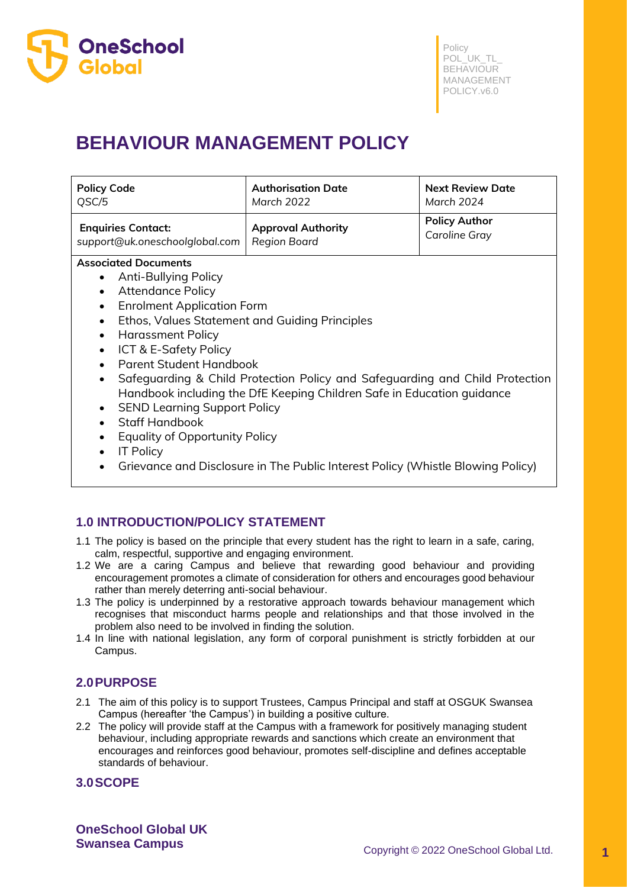Policy
POL_UK_TL_
BEHAVIOUR
MANAGEMENT
POLICY.v6.0

# BEHAVIOUR MANAGEMENT POLICY

| **Policy Code** QSC/5 | **Authorisation Date** *March 2022* | **Next Review Date** *March 2024* |
|---|---|---|
| **Enquiries Contact:** *support@uk.oneschoolglobal.com* | **Approval Authority** *Region Board* | **Policy Author** *Caroline Gray* |

**Associated Documents**

- Anti-Bullying Policy
- Attendance Policy
- Enrolment Application Form
- Ethos, Values Statement and Guiding Principles
- Harassment Policy
- ICT & E-Safety Policy
- Parent Student Handbook
- Safeguarding & Child Protection Policy and Safeguarding and Child Protection Handbook including the DfE Keeping Children Safe in Education guidance
- SEND Learning Support Policy
- Staff Handbook
- Equality of Opportunity Policy
- IT Policy
- Grievance and Disclosure in The Public Interest Policy (Whistle Blowing Policy)

## 1.0 INTRODUCTION/POLICY STATEMENT

1.1 The policy is based on the principle that every student has the right to learn in a safe, caring, calm, respectful, supportive and engaging environment.

1.2 We are a caring Campus and believe that rewarding good behaviour and providing encouragement promotes a climate of consideration for others and encourages good behaviour rather than merely deterring anti-social behaviour.

1.3 The policy is underpinned by a restorative approach towards behaviour management which recognises that misconduct harms people and relationships and that those involved in the problem also need to be involved in finding the solution.

1.4 In line with national legislation, any form of corporal punishment is strictly forbidden at our Campus.

## 2.0 PURPOSE

2.1 The aim of this policy is to support Trustees, Campus Principal and staff at OSGUK Swansea Campus (hereafter 'the Campus') in building a positive culture.

2.2 The policy will provide staff at the Campus with a framework for positively managing student behaviour, including appropriate rewards and sanctions which create an environment that encourages and reinforces good behaviour, promotes self-discipline and defines acceptable standards of behaviour.

## 3.0 SCOPE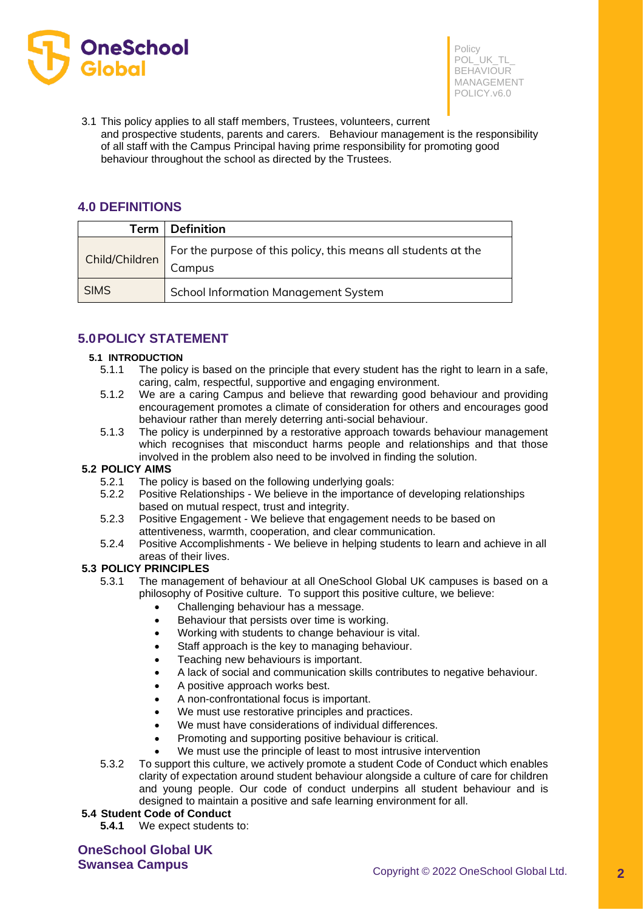3.1 This policy applies to all staff members, Trustees, volunteers, current and prospective students, parents and carers. Behaviour management is the responsibility of all staff with the Campus Principal having prime responsibility for promoting good behaviour throughout the school as directed by the Trustees.

## 4.0 DEFINITIONS

| Term | Definition |
|---|---|
| Child/Children | For the purpose of this policy, this means all students at the Campus |
| SIMS | School Information Management System |

## 5.0 POLICY STATEMENT

### 5.1 INTRODUCTION

5.1.1 The policy is based on the principle that every student has the right to learn in a safe, caring, calm, respectful, supportive and engaging environment.

5.1.2 We are a caring Campus and believe that rewarding good behaviour and providing encouragement promotes a climate of consideration for others and encourages good behaviour rather than merely deterring anti-social behaviour.

5.1.3 The policy is underpinned by a restorative approach towards behaviour management which recognises that misconduct harms people and relationships and that those involved in the problem also need to be involved in finding the solution.

### 5.2 POLICY AIMS

5.2.1 The policy is based on the following underlying goals:

5.2.2 Positive Relationships - We believe in the importance of developing relationships based on mutual respect, trust and integrity.

5.2.3 Positive Engagement - We believe that engagement needs to be based on attentiveness, warmth, cooperation, and clear communication.

5.2.4 Positive Accomplishments - We believe in helping students to learn and achieve in all areas of their lives.

### 5.3 POLICY PRINCIPLES

5.3.1 The management of behaviour at all OneSchool Global UK campuses is based on a philosophy of Positive culture. To support this positive culture, we believe:

- Challenging behaviour has a message.
- Behaviour that persists over time is working.
- Working with students to change behaviour is vital.
- Staff approach is the key to managing behaviour.
- Teaching new behaviours is important.
- A lack of social and communication skills contributes to negative behaviour.
- A positive approach works best.
- A non-confrontational focus is important.
- We must use restorative principles and practices.
- We must have considerations of individual differences.
- Promoting and supporting positive behaviour is critical.
- We must use the principle of least to most intrusive intervention

5.3.2 To support this culture, we actively promote a student Code of Conduct which enables clarity of expectation around student behaviour alongside a culture of care for children and young people. Our code of conduct underpins all student behaviour and is designed to maintain a positive and safe learning environment for all.

### 5.4 Student Code of Conduct

**5.4.1** We expect students to: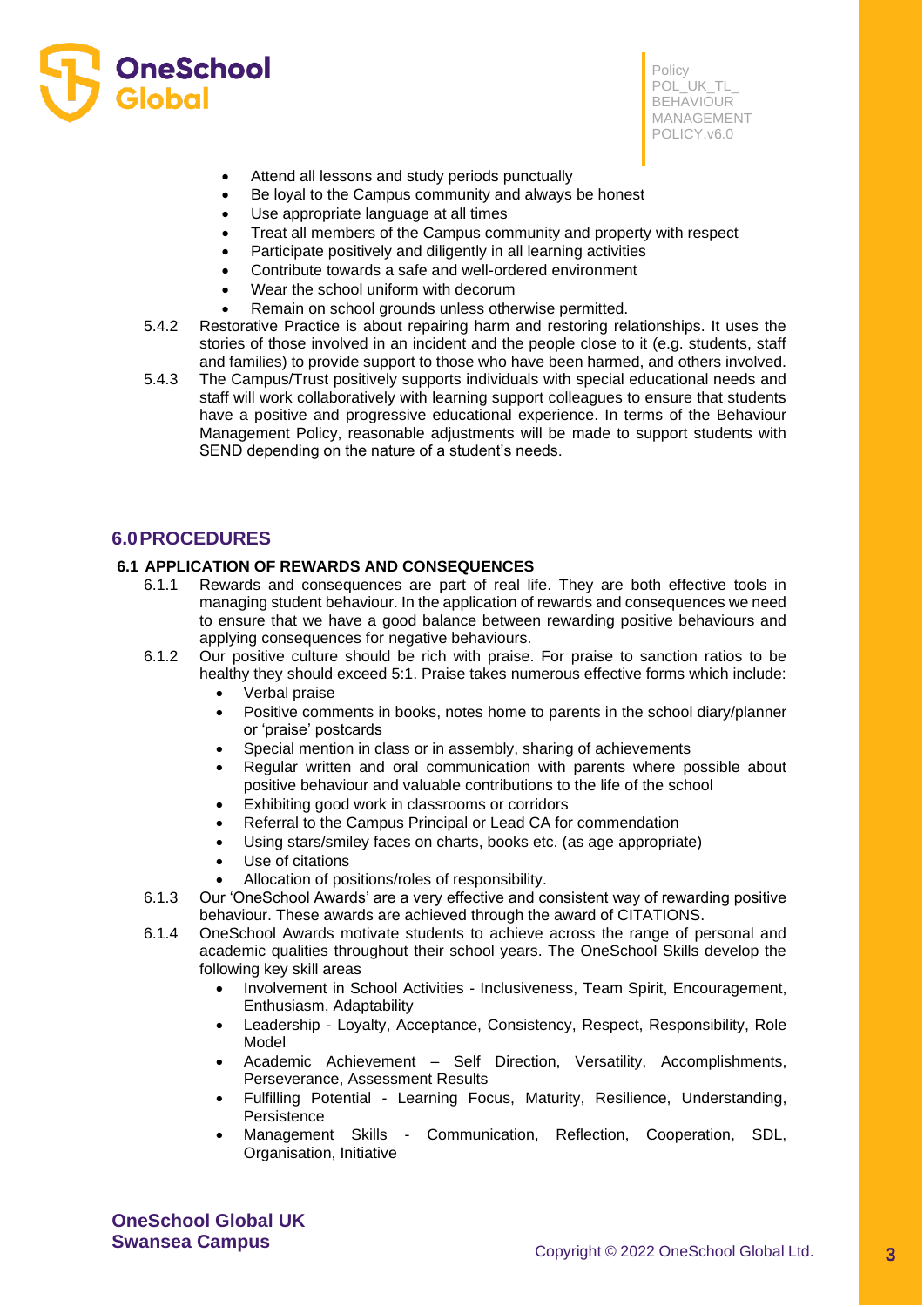- Attend all lessons and study periods punctually
- Be loyal to the Campus community and always be honest
- Use appropriate language at all times
- Treat all members of the Campus community and property with respect
- Participate positively and diligently in all learning activities
- Contribute towards a safe and well-ordered environment
- Wear the school uniform with decorum
- Remain on school grounds unless otherwise permitted.

5.4.2 Restorative Practice is about repairing harm and restoring relationships. It uses the stories of those involved in an incident and the people close to it (e.g. students, staff and families) to provide support to those who have been harmed, and others involved.

5.4.3 The Campus/Trust positively supports individuals with special educational needs and staff will work collaboratively with learning support colleagues to ensure that students have a positive and progressive educational experience. In terms of the Behaviour Management Policy, reasonable adjustments will be made to support students with SEND depending on the nature of a student's needs.

## 6.0 PROCEDURES

### 6.1 APPLICATION OF REWARDS AND CONSEQUENCES

6.1.1 Rewards and consequences are part of real life. They are both effective tools in managing student behaviour. In the application of rewards and consequences we need to ensure that we have a good balance between rewarding positive behaviours and applying consequences for negative behaviours.

6.1.2 Our positive culture should be rich with praise. For praise to sanction ratios to be healthy they should exceed 5:1. Praise takes numerous effective forms which include:

- Verbal praise
- Positive comments in books, notes home to parents in the school diary/planner or 'praise' postcards
- Special mention in class or in assembly, sharing of achievements
- Regular written and oral communication with parents where possible about positive behaviour and valuable contributions to the life of the school
- Exhibiting good work in classrooms or corridors
- Referral to the Campus Principal or Lead CA for commendation
- Using stars/smiley faces on charts, books etc. (as age appropriate)
- Use of citations
- Allocation of positions/roles of responsibility.

6.1.3 Our 'OneSchool Awards' are a very effective and consistent way of rewarding positive behaviour. These awards are achieved through the award of CITATIONS.

6.1.4 OneSchool Awards motivate students to achieve across the range of personal and academic qualities throughout their school years. The OneSchool Skills develop the following key skill areas

- Involvement in School Activities - Inclusiveness, Team Spirit, Encouragement, Enthusiasm, Adaptability
- Leadership - Loyalty, Acceptance, Consistency, Respect, Responsibility, Role Model
- Academic Achievement – Self Direction, Versatility, Accomplishments, Perseverance, Assessment Results
- Fulfilling Potential - Learning Focus, Maturity, Resilience, Understanding, Persistence
- Management Skills - Communication, Reflection, Cooperation, SDL, Organisation, Initiative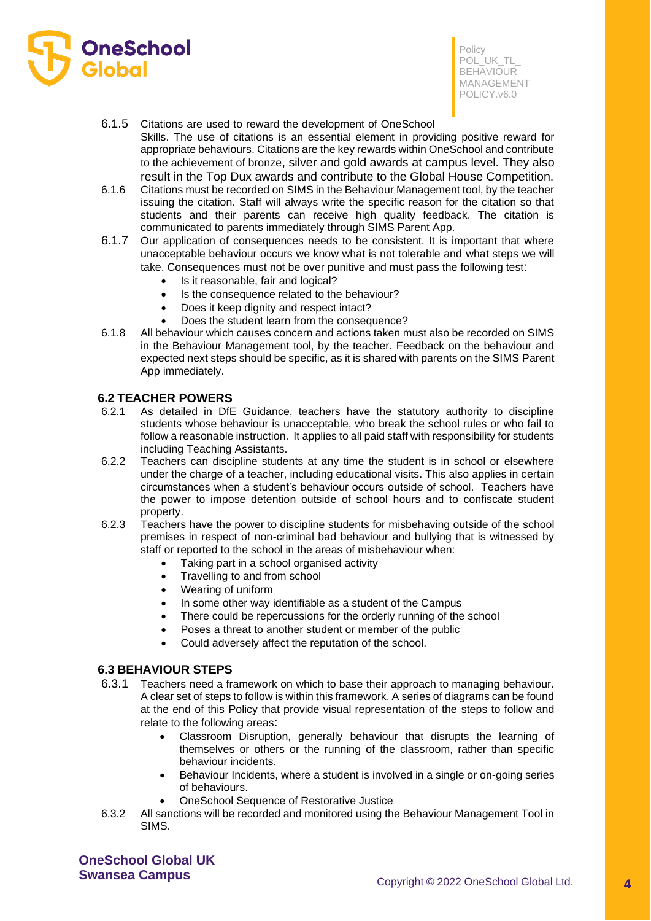6.1.5 Citations are used to reward the development of OneSchool Skills. The use of citations is an essential element in providing positive reward for appropriate behaviours. Citations are the key rewards within OneSchool and contribute to the achievement of bronze, silver and gold awards at campus level. They also result in the Top Dux awards and contribute to the Global House Competition.

6.1.6 Citations must be recorded on SIMS in the Behaviour Management tool, by the teacher issuing the citation. Staff will always write the specific reason for the citation so that students and their parents can receive high quality feedback. The citation is communicated to parents immediately through SIMS Parent App.

6.1.7 Our application of consequences needs to be consistent. It is important that where unacceptable behaviour occurs we know what is not tolerable and what steps we will take. Consequences must not be over punitive and must pass the following test:

- Is it reasonable, fair and logical?
- Is the consequence related to the behaviour?
- Does it keep dignity and respect intact?
- Does the student learn from the consequence?

6.1.8 All behaviour which causes concern and actions taken must also be recorded on SIMS in the Behaviour Management tool, by the teacher. Feedback on the behaviour and expected next steps should be specific, as it is shared with parents on the SIMS Parent App immediately.

## 6.2 TEACHER POWERS

6.2.1 As detailed in DfE Guidance, teachers have the statutory authority to discipline students whose behaviour is unacceptable, who break the school rules or who fail to follow a reasonable instruction. It applies to all paid staff with responsibility for students including Teaching Assistants.

6.2.2 Teachers can discipline students at any time the student is in school or elsewhere under the charge of a teacher, including educational visits. This also applies in certain circumstances when a student's behaviour occurs outside of school. Teachers have the power to impose detention outside of school hours and to confiscate student property.

6.2.3 Teachers have the power to discipline students for misbehaving outside of the school premises in respect of non-criminal bad behaviour and bullying that is witnessed by staff or reported to the school in the areas of misbehaviour when:

- Taking part in a school organised activity
- Travelling to and from school
- Wearing of uniform
- In some other way identifiable as a student of the Campus
- There could be repercussions for the orderly running of the school
- Poses a threat to another student or member of the public
- Could adversely affect the reputation of the school.

## 6.3 BEHAVIOUR STEPS

6.3.1 Teachers need a framework on which to base their approach to managing behaviour. A clear set of steps to follow is within this framework. A series of diagrams can be found at the end of this Policy that provide visual representation of the steps to follow and relate to the following areas:

- Classroom Disruption, generally behaviour that disrupts the learning of themselves or others or the running of the classroom, rather than specific behaviour incidents.
- Behaviour Incidents, where a student is involved in a single or on-going series of behaviours.
- OneSchool Sequence of Restorative Justice

6.3.2 All sanctions will be recorded and monitored using the Behaviour Management Tool in SIMS.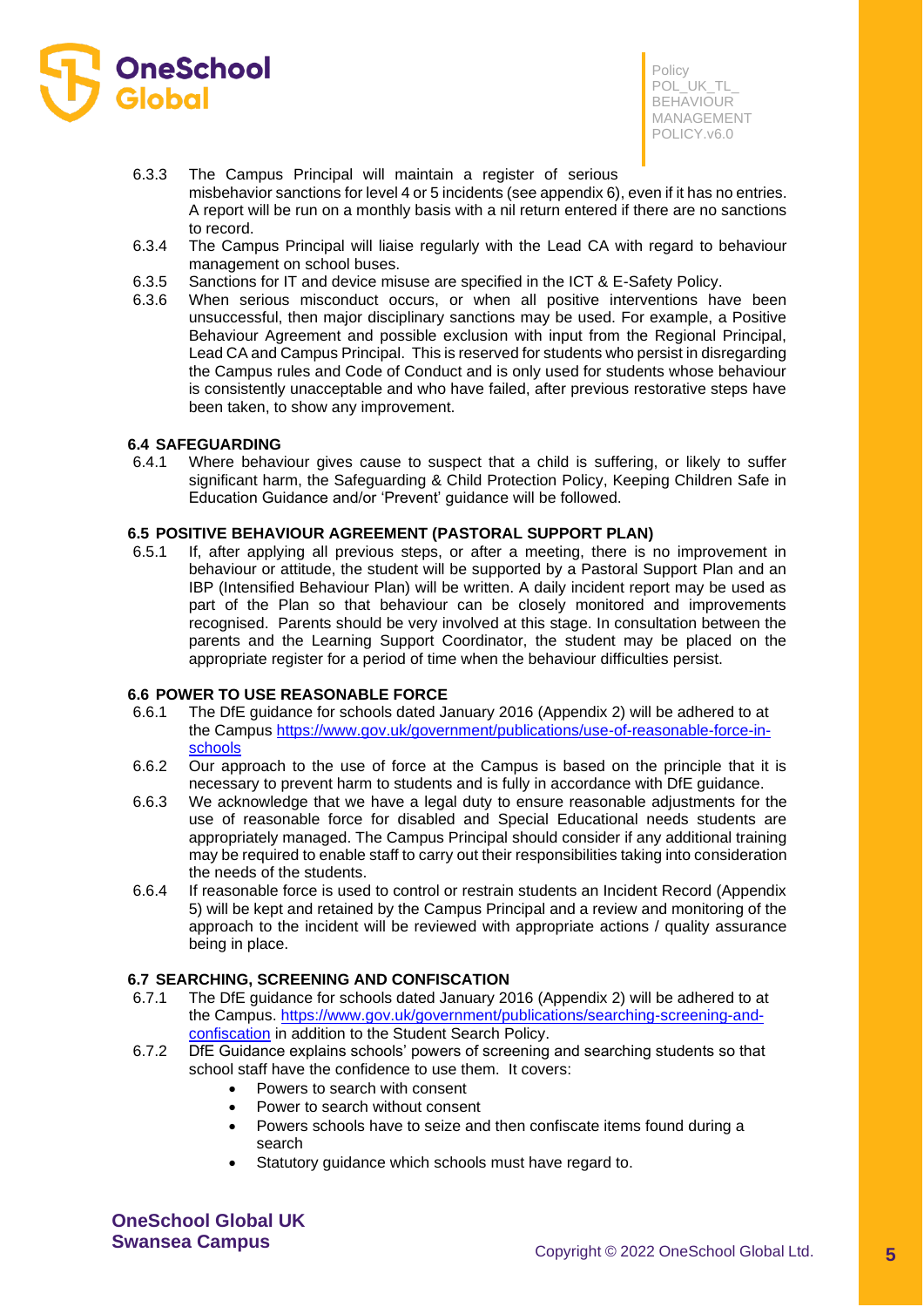6.3.3 The Campus Principal will maintain a register of serious misbehavior sanctions for level 4 or 5 incidents (see appendix 6), even if it has no entries. A report will be run on a monthly basis with a nil return entered if there are no sanctions to record.

6.3.4 The Campus Principal will liaise regularly with the Lead CA with regard to behaviour management on school buses.

6.3.5 Sanctions for IT and device misuse are specified in the ICT & E-Safety Policy.

6.3.6 When serious misconduct occurs, or when all positive interventions have been unsuccessful, then major disciplinary sanctions may be used. For example, a Positive Behaviour Agreement and possible exclusion with input from the Regional Principal, Lead CA and Campus Principal. This is reserved for students who persist in disregarding the Campus rules and Code of Conduct and is only used for students whose behaviour is consistently unacceptable and who have failed, after previous restorative steps have been taken, to show any improvement.

### 6.4 SAFEGUARDING

6.4.1 Where behaviour gives cause to suspect that a child is suffering, or likely to suffer significant harm, the Safeguarding & Child Protection Policy, Keeping Children Safe in Education Guidance and/or 'Prevent' guidance will be followed.

### 6.5 POSITIVE BEHAVIOUR AGREEMENT (PASTORAL SUPPORT PLAN)

6.5.1 If, after applying all previous steps, or after a meeting, there is no improvement in behaviour or attitude, the student will be supported by a Pastoral Support Plan and an IBP (Intensified Behaviour Plan) will be written. A daily incident report may be used as part of the Plan so that behaviour can be closely monitored and improvements recognised. Parents should be very involved at this stage. In consultation between the parents and the Learning Support Coordinator, the student may be placed on the appropriate register for a period of time when the behaviour difficulties persist.

### 6.6 POWER TO USE REASONABLE FORCE

6.6.1 The DfE guidance for schools dated January 2016 (Appendix 2) will be adhered to at the Campus https://www.gov.uk/government/publications/use-of-reasonable-force-in-schools

6.6.2 Our approach to the use of force at the Campus is based on the principle that it is necessary to prevent harm to students and is fully in accordance with DfE guidance.

6.6.3 We acknowledge that we have a legal duty to ensure reasonable adjustments for the use of reasonable force for disabled and Special Educational needs students are appropriately managed. The Campus Principal should consider if any additional training may be required to enable staff to carry out their responsibilities taking into consideration the needs of the students.

6.6.4 If reasonable force is used to control or restrain students an Incident Record (Appendix 5) will be kept and retained by the Campus Principal and a review and monitoring of the approach to the incident will be reviewed with appropriate actions / quality assurance being in place.

### 6.7 SEARCHING, SCREENING AND CONFISCATION

6.7.1 The DfE guidance for schools dated January 2016 (Appendix 2) will be adhered to at the Campus. https://www.gov.uk/government/publications/searching-screening-and-confiscation in addition to the Student Search Policy.

6.7.2 DfE Guidance explains schools' powers of screening and searching students so that school staff have the confidence to use them. It covers:

- Powers to search with consent
- Power to search without consent
- Powers schools have to seize and then confiscate items found during a search
- Statutory guidance which schools must have regard to.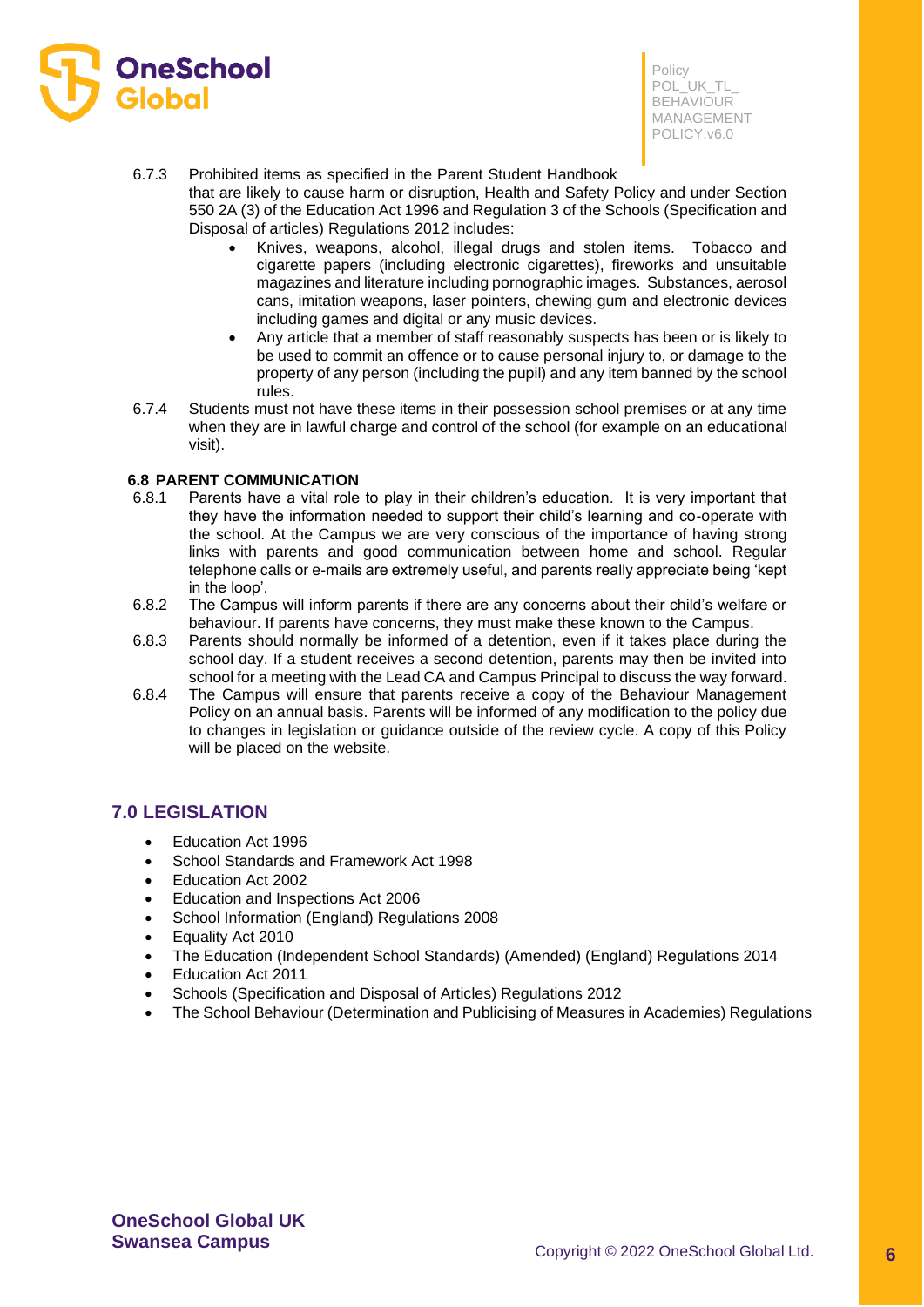6.7.3 Prohibited items as specified in the Parent Student Handbook that are likely to cause harm or disruption, Health and Safety Policy and under Section 550 2A (3) of the Education Act 1996 and Regulation 3 of the Schools (Specification and Disposal of articles) Regulations 2012 includes:

- Knives, weapons, alcohol, illegal drugs and stolen items. Tobacco and cigarette papers (including electronic cigarettes), fireworks and unsuitable magazines and literature including pornographic images. Substances, aerosol cans, imitation weapons, laser pointers, chewing gum and electronic devices including games and digital or any music devices.
- Any article that a member of staff reasonably suspects has been or is likely to be used to commit an offence or to cause personal injury to, or damage to the property of any person (including the pupil) and any item banned by the school rules.

6.7.4 Students must not have these items in their possession school premises or at any time when they are in lawful charge and control of the school (for example on an educational visit).

### 6.8 PARENT COMMUNICATION

6.8.1 Parents have a vital role to play in their children's education. It is very important that they have the information needed to support their child's learning and co-operate with the school. At the Campus we are very conscious of the importance of having strong links with parents and good communication between home and school. Regular telephone calls or e-mails are extremely useful, and parents really appreciate being 'kept in the loop'.

6.8.2 The Campus will inform parents if there are any concerns about their child's welfare or behaviour. If parents have concerns, they must make these known to the Campus.

6.8.3 Parents should normally be informed of a detention, even if it takes place during the school day. If a student receives a second detention, parents may then be invited into school for a meeting with the Lead CA and Campus Principal to discuss the way forward.

6.8.4 The Campus will ensure that parents receive a copy of the Behaviour Management Policy on an annual basis. Parents will be informed of any modification to the policy due to changes in legislation or guidance outside of the review cycle. A copy of this Policy will be placed on the website.

## 7.0 LEGISLATION

- Education Act 1996
- School Standards and Framework Act 1998
- Education Act 2002
- Education and Inspections Act 2006
- School Information (England) Regulations 2008
- Equality Act 2010
- The Education (Independent School Standards) (Amended) (England) Regulations 2014
- Education Act 2011
- Schools (Specification and Disposal of Articles) Regulations 2012
- The School Behaviour (Determination and Publicising of Measures in Academies) Regulations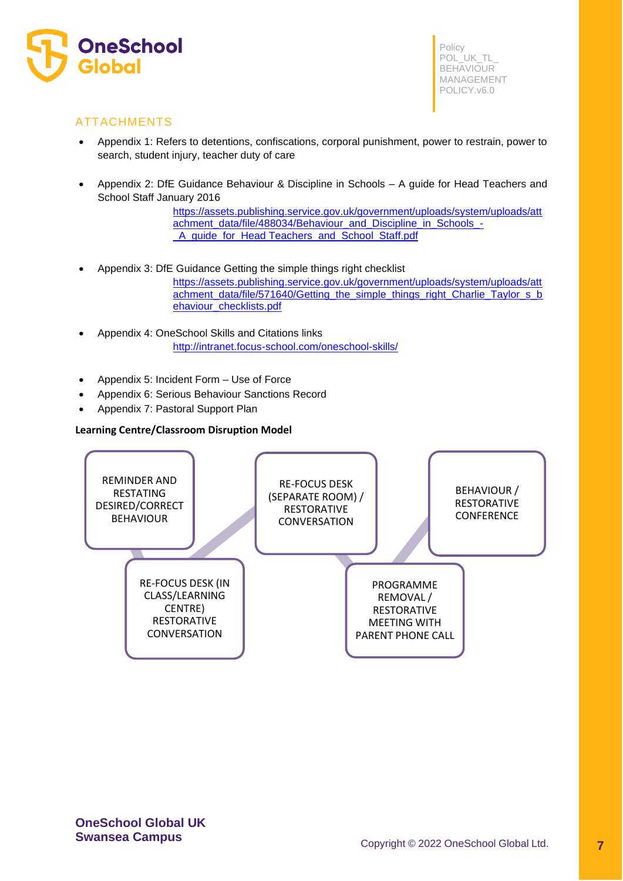## ATTACHMENTS

- Appendix 1: Refers to detentions, confiscations, corporal punishment, power to restrain, power to search, student injury, teacher duty of care
- Appendix 2: DfE Guidance Behaviour & Discipline in Schools – A guide for Head Teachers and School Staff January 2016
  https://assets.publishing.service.gov.uk/government/uploads/system/uploads/attachment_data/file/488034/Behaviour_and_Discipline_in_Schools_-_A_guide_for_Head_Teachers_and_School_Staff.pdf
- Appendix 3: DfE Guidance Getting the simple things right checklist
  https://assets.publishing.service.gov.uk/government/uploads/system/uploads/attachment_data/file/571640/Getting_the_simple_things_right_Charlie_Taylor_s_behaviour_checklists.pdf
- Appendix 4: OneSchool Skills and Citations links
  http://intranet.focus-school.com/oneschool-skills/
- Appendix 5: Incident Form – Use of Force
- Appendix 6: Serious Behaviour Sanctions Record
- Appendix 7: Pastoral Support Plan

**Learning Centre/Classroom Disruption Model**

1. REMINDER AND RESTATING DESIRED/CORRECT BEHAVIOUR
2. RE-FOCUS DESK (IN CLASS/LEARNING CENTRE) RESTORATIVE CONVERSATION
3. RE-FOCUS DESK (SEPARATE ROOM) / RESTORATIVE CONVERSATION
4. PROGRAMME REMOVAL / RESTORATIVE MEETING WITH PARENT PHONE CALL
5. BEHAVIOUR / RESTORATIVE CONFERENCE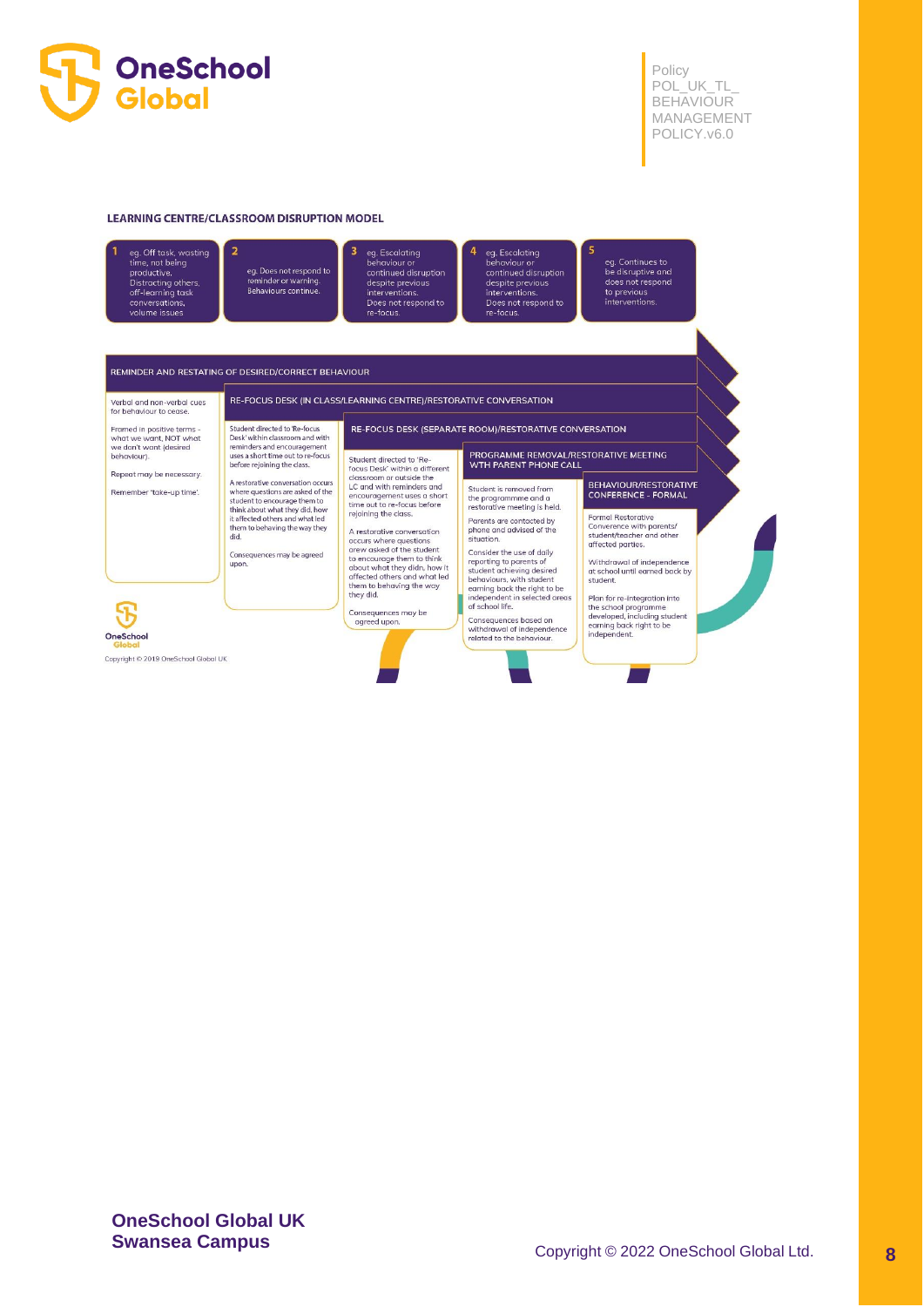## LEARNING CENTRE/CLASSROOM DISRUPTION MODEL

| 1 | 2 | 3 | 4 | 5 |
|---|---|---|---|---|
| eg. Off task, wasting time, not being productive. Distracting others, off-learning task conversations, volume issues | eg. Does not respond to reminder or warning. Behaviours continue. | eg. Escalating behaviour or continued disruption despite previous interventions. Does not respond to re-focus. | eg. Escalating behaviour or continued disruption despite previous interventions. Does not respond to re-focus. | eg. Continues to be disruptive and does not respond to previous interventions. |
| **REMINDER AND RESTATING OF DESIRED/CORRECT BEHAVIOUR** | **RE-FOCUS DESK (IN CLASS/LEARNING CENTRE)/RESTORATIVE CONVERSATION** | **RE-FOCUS DESK (SEPARATE ROOM)/RESTORATIVE CONVERSATION** | **PROGRAMME REMOVAL/RESTORATIVE MEETING WTH PARENT PHONE CALL** | **BEHAVIOUR/RESTORATIVE CONFERENCE - FORMAL** |
| Verbal and non-verbal cues for behaviour to cease.<br><br>Framed in positive terms - what we want, NOT what we don't want (desired behaviour).<br><br>Repeat may be necessary.<br><br>Remember 'take-up time'. | Student directed to 'Re-focus Desk' within classroom and with reminders and encouragement uses a short time out to re-focus before rejoining the class.<br><br>A restorative conversation occurs where questions are asked of the student to encourage them to think about what they did, how it affected others and what led them to behaving the way they did.<br><br>Consequences may be agreed upon. | Student directed to 'Re-focus Desk' within a different classroom or outside the LC and with reminders and encouragement uses a short time out to re-focus before rejoining the class.<br><br>A restorative conversation occurs where questions orew asked of the student to encourage them to think about what they didn, how it affected others and what led them to behaving the way they did.<br><br>Consequences may be agreed upon. | Student is removed from the programmme and a restorative meeting is held.<br><br>Parents are contacted by phone and advised of the situation.<br><br>Consider the use of daily reporting to parents of student achieving desired behaviours, with student earning back the right to be independent in selected areas of school life.<br><br>Consequences based on withdrawal of independence related to the behaviour. | Formal Restorative Converence with parents/ student/teacher and other affected parties.<br><br>Withdrawal of independence at school until earned back by student.<br><br>Plan for re-integration into the school programme developed, including student earning back right to be independent. |

Copyright © 2019 OneSchool Global UK

**OneSchool Global UK**
**Swansea Campus**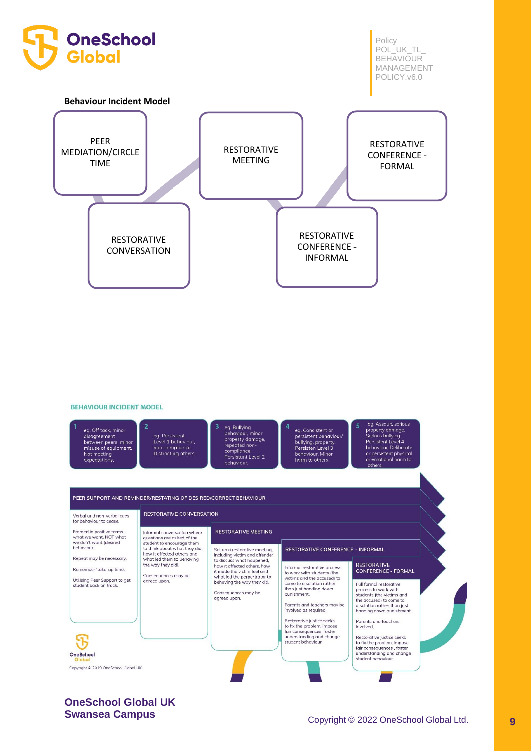**Behaviour Incident Model**

PEER MEDIATION/CIRCLE TIME

RESTORATIVE CONVERSATION

RESTORATIVE MEETING

RESTORATIVE CONFERENCE - INFORMAL

RESTORATIVE CONFERENCE - FORMAL

**BEHAVIOUR INCIDENT MODEL**

| 1 | 2 | 3 | 4 | 5 |
|---|---|---|---|---|
| eg. Off task, minor disagreement between peers, minor misuse of equipment. Not meeting expectations. | eg. Persistent Level 1 behaviour, non-compliance. Distracting others. | eg. Bullying behaviour, minor property damage, repeated non-compliance. Persistent Level 2 behaviour. | eg. Consistent or persistent behaviour/ bullying, property. Persisten Level 3 behaviour. Minor harm to others. | eg. Assault, serious property damage. Serious bullying. Persistent Level 4 behaviour. Deliberate or persistent physical or emotional harm to others. |

**PEER SUPPORT AND REMINDER/RESTATING OF DESIRED/CORRECT BEHAVIOUR**

Verbal and non-verbal cues for behaviour to cease.

Framed in positive terms - what we want, NOT what we don't want (desired behaviour).

Repeat may be necessary.

Remember 'take-up time'.

Utilising Peer Support to get student back on track.

**RESTORATIVE CONVERSATION**

Informal conversation where questions are asked of the student to encourage them to think about what they did, how it affected others and what led them to behaving the way they did.

Consequences may be agreed upon.

**RESTORATIVE MEETING**

Set up a restorative meeting, including victim and offender to discuss what happened, how it affected others, how it made the victim feel and what led the perpertrator to behaving the way they did.

Consequences may be agreed upon.

**RESTORATIVE CONFERENCE - INFORMAL**

Informal restorative process to work with students (the victims and the accused) to come to a solution rather than just handing down punishment.

Parents and teachers may be involved as required.

Restorative justice seeks to fix the problem, impose fair consequences, foster understanding and change student behaviour.

**RESTORATIVE CONFERENCE - FORMAL**

Full formal restorative process to work with students (the victims and the accused) to come to a solution rather than just handing down punishment.

Parents and teachers involved.

Restorative justice seeks to fix the problem, impose fair consequences , foster understanding and change student behaviour.

Copyright © 2019 OneSchool Global UK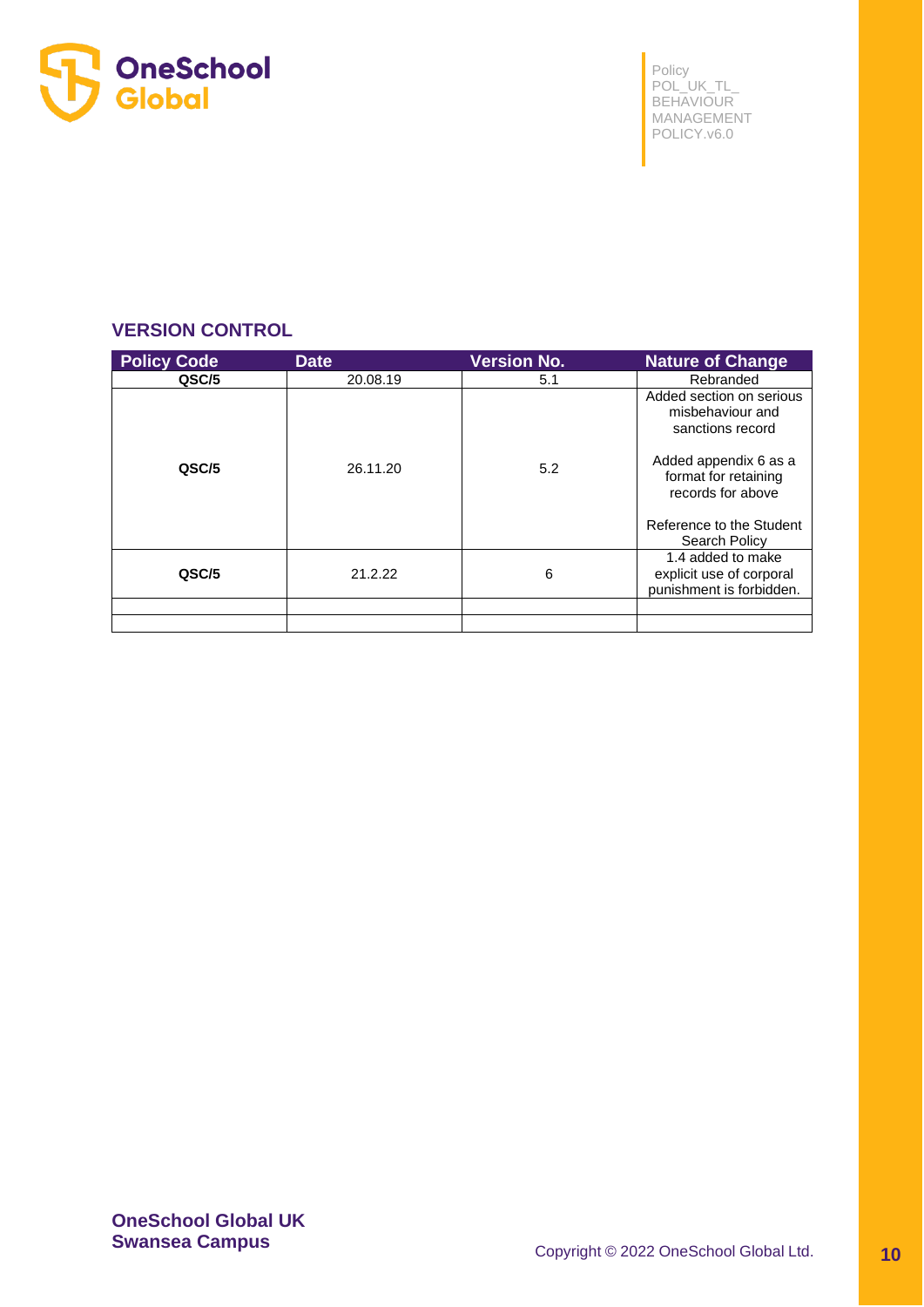## VERSION CONTROL

| Policy Code | Date | Version No. | Nature of Change |
|---|---|---|---|
| **QSC/5** | 20.08.19 | 5.1 | Rebranded |
| **QSC/5** | 26.11.20 | 5.2 | Added section on serious misbehaviour and sanctions record<br><br>Added appendix 6 as a format for retaining records for above<br><br>Reference to the Student Search Policy |
| **QSC/5** | 21.2.22 | 6 | 1.4 added to make explicit use of corporal punishment is forbidden. |
| | | | |
| | | | |

**OneSchool Global UK**
**Swansea Campus**